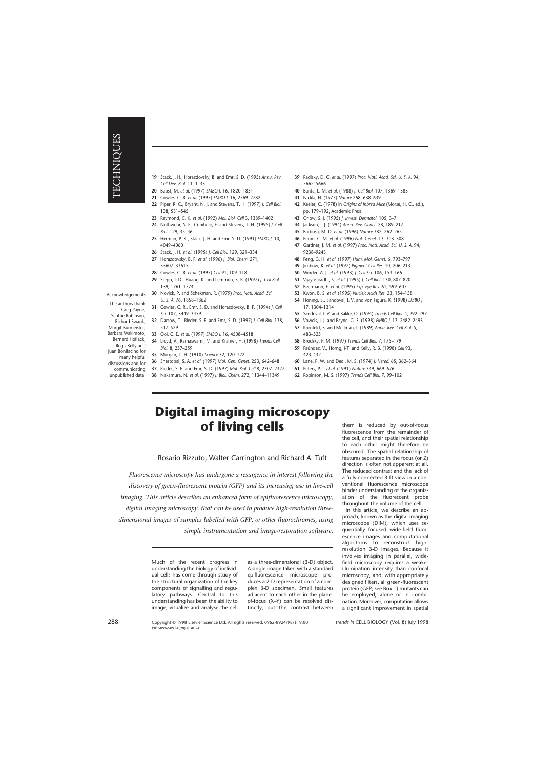19 Stack, J. H., Horazdovsky, B. and Emr, S. D. (1995) *Annu. Rev. Cell Dev. Biol.* 11, 1–33
20 Babst, M. *et al.* (1997) *EMBO J.* 16, 1820–1831
21 Cowles, C. R. *et al.* (1997) *EMBO J.* 16, 2769–2782
22 Piper, R. C., Bryant, N. J. and Stevens, T. H. (1997) *J. Cell Biol.* 138, 531–545
23 Raymond, C. K. *et al.* (1992) *Mol. Biol. Cell* 3, 1389–1402
24 Nothwehr, S. F., Conibear, E. and Stevens, T. H. (1995) *J. Cell Biol.* 129, 35–46
25 Herman, P. K., Stack, J. H. and Emr, S. D. (1991) *EMBO J.* 10, 4049–4060
26 Stack, J. H. *et al.* (1995) *J. Cell Biol.* 129, 321–334
27 Horazdovsky, B. F. *et al.* (1996) *J. Biol. Chem.* 271, 33607–33615
28 Cowles, C. R. *et al.* (1997) *Cell* 91, 109–118
29 Stepp, J. D., Huang, K. and Lemmon, S. K. (1997) *J. Cell Biol.* 139, 1761–1774
30 Novick, P. and Schekman, R. (1979) *Proc. Natl. Acad. Sci. U. S. A.* 76, 1858–1862
31 Cowles, C. R., Emr, S. D. and Horazdovsky, B. F. (1994) *J. Cell Sci.* 107, 3449–3459
32 Darsow, T., Rieder, S. E. and Emr, S. D. (1997) *J. Cell Biol.* 138, 517–529
33 Ooi, C. E. *et al.* (1997) *EMBO J.* 16, 4508–4518
34 Lloyd, V., Ramaswami, M. and Krämer, H. (1998) *Trends Cell Biol.* 8, 257–259
35 Morgan, T. H. (1910) *Science* 32, 120–122
36 Shestopal, S. A. *et al.* (1997) *Mol. Gen. Genet.* 253, 642–648
37 Rieder, S. E. and Emr, S. D. (1997) *Mol. Biol. Cell* 8, 2307–2327
38 Nakamura, N. *et al.* (1997) *J. Biol. Chem.* 272, 11344–11349
39 Radisky, D. C. *et al.* (1997) *Proc. Natl. Acad. Sci. U. S. A.* 94, 5662–5666
40 Banta, L. M. *et al.* (1988) *J. Cell Biol.* 107, 1369–1383
41 Nickla, H. (1977) *Nature* 268, 638–639
42 Keeler, C. (1978) in *Origins of Inbred Mice* (Morse, H. C., ed.), pp. 179–192, Academic Press
43 Orlow, S. J. (1995) *J. Invest. Dermatol.* 105, 3–7
44 Jackson, I. J. (1994) *Annu. Rev. Genet.* 28, 189–217
45 Barbosa, M. D. *et al.* (1996) *Nature* 382, 262–265
46 Perou, C. M. *et al.* (1996) *Nat. Genet.* 13, 303–308
47 Gardner, J. M. *et al.* (1997) *Proc. Natl. Acad. Sci. U. S. A.* 94, 9238–9243
48 Feng, G. H. *et al.* (1997) *Hum. Mol. Genet.* 6, 793–797
49 Jimbow, K. *et al.* (1997) *Pigment Cell Res.* 10, 206–213
50 Winder, A. J. *et al.* (1993) *J. Cell Sci.* 106, 153–166
51 Vijayasaradhi, S. *et al.* (1995) *J. Cell Biol.* 130, 807–820
52 Beermann, F. *et al.* (1995) *Exp. Eye Res.* 61, 599–607
53 Kwon, B. S. *et al.* (1995) *Nucleic Acids Res.* 23, 154–158
54 Honing, S., Sandoval, I. V. and von Figura, K. (1998) *EMBO J.* 17, 1304–1314
55 Sandoval, I. V. and Bakke, O. (1994) *Trends Cell Biol.* 4, 292–297
56 Vowels, J. J. and Payne, G. S. (1998) *EMBO J.* 17, 2482–2493
57 Kornfeld, S. and Mellman, I. (1989) *Annu. Rev. Cell Biol.* 5, 483–525
58 Brodsky, F. M. (1997) *Trends Cell Biol.* 7, 175–179
59 Faúndez, V., Horng, J-T. and Kelly, R. B. (1998) *Cell* 93, 423–432
60 Lane, P. W. and Deol, M. S. (1974) *J. Hered.* 65, 362–364
61 Peters, P. J. *et al.* (1991) *Nature* 349, 669–676
62 Robinson, M. S. (1997) *Trends Cell Biol.* 7, 99–102

**Acknowledgements**

The authors thank Greg Payne, Scottie Robinson, Richard Swank, Margit Burmeister, Barbara Wakimoto, Bernard Hoflack, Regis Kelly and Juan Bonifacino for many helpful discussions and for communicating unpublished data.

# Digital imaging microscopy of living cells

Rosario Rizzuto, Walter Carrington and Richard A. Tuft

*Fluorescence microscopy has undergone a resurgence in interest following the discovery of green-fluorescent protein (GFP) and its increasing use in live-cell imaging. This article describes an enhanced form of epifluorescence microscopy, digital imaging microscopy, that can be used to produce high-resolution three-dimensional images of samples labelled with GFP, or other fluorochromes, using simple instrumentation and image-restoration software.*

Much of the recent progress in understanding the biology of individual cells has come through study of the structural organization of the key components of signalling and regulatory pathways. Central to this understanding has been the ability to image, visualize and analyse the cell as a three-dimensional (3-D) object. A single image taken with a standard epifluorescence microscope produces a 2-D representation of a complex 3-D specimen. Small features adjacent to each other in the plane-of-focus (X–Y) can be resolved distinctly, but the contrast between them is reduced by out-of-focus fluorescence from the remainder of the cell, and their spatial relationship to each other might therefore be obscured. The spatial relationship of features separated in the focus (or Z) direction is often not apparent at all. The reduced contrast and the lack of a fully connected 3-D view in a conventional fluorescence microscope hinder understanding of the organization of the fluorescent probe throughout the volume of the cell.

In this article, we describe an approach, known as the digital imaging microscope (DIM), which uses sequentially focused wide-field fluorescence images and computational algorithms to reconstruct high-resolution 3-D images. Because it involves imaging in parallel, wide-field microscopy requires a weaker illumination intensity than confocal microscopy, and, with appropriately designed filters, all green-fluorescent protein (GFP; see Box 1) mutants can be employed, alone or in combination. Moreover, computation allows a significant improvement in spatial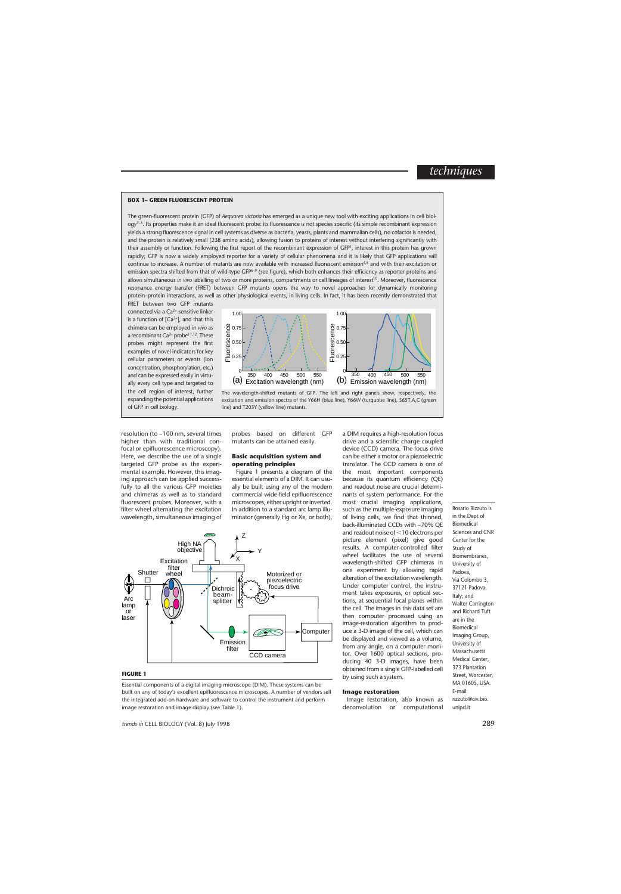### BOX 1– GREEN FLUORESCENT PROTEIN

The green-fluorescent protein (GFP) of *Aequorea victoria* has emerged as a unique new tool with exciting applications in cell biology[1–3]. Its properties make it an ideal fluorescent probe: its fluorescence is not species specific (its simple recombinant expression yields a strong fluorescence signal in cell systems as diverse as bacteria, yeasts, plants and mammalian cells), no cofactor is needed, and the protein is relatively small (238 amino acids), allowing fusion to proteins of interest without interfering significantly with their assembly or function. Following the first report of the recombinant expression of GFP[1], interest in this protein has grown rapidly; GFP is now a widely employed reporter for a variety of cellular phenomena and it is likely that GFP applications will continue to increase. A number of mutants are now available with increased fluorescent emission[4,5] and with their excitation or emission spectra shifted from that of wild-type GFP[6–9] (see figure), which both enhances their efficiency as reporter proteins and allows simultaneous *in vivo* labelling of two or more proteins, compartments or cell lineages of interest[10]. Moreover, fluorescence resonance energy transfer (FRET) between GFP mutants opens the way to novel approaches for dynamically monitoring protein–protein interactions, as well as other physiological events, in living cells. In fact, it has been recently demonstrated that FRET between two GFP mutants connected via a $Ca^{2+}$-sensitive linker is a function of $[Ca^{2+}]$, and that this chimera can be employed *in vivo* as a recombinant $Ca^{2+}$ probe[11,12]. These probes might represent the first examples of novel indicators for key cellular parameters or events (ion concentration, phosphorylation, etc.) and can be expressed easily in virtually every cell type and targeted to the cell region of interest, further expanding the potential applications of GFP in cell biology.

The wavelength-shifted mutants of GFP. The left and right panels show, respectively, the excitation and emission spectra of the Y66H (blue line), Y66W (turquoise line), S65T,A,C (green line) and T203Y (yellow line) mutants.

resolution (to ~100 nm, several times higher than with traditional confocal or epifluorescence microscopy). Here, we describe the use of a single targeted GFP probe as the experimental example. However, this imaging approach can be applied successfully to all the various GFP moieties and chimeras as well as to standard fluorescent probes. Moreover, with a filter wheel alternating the excitation wavelength, simultaneous imaging of probes based on different GFP mutants can be attained easily.

### Basic acquisition system and operating principles

Figure 1 presents a diagram of the essential elements of a DIM. It can usually be built using any of the modern commercial wide-field epifluorescence microscopes, either upright or inverted. In addition to a standard arc lamp illuminator (generally Hg or Xe, or both), a DIM requires a high-resolution focus drive and a scientific charge coupled device (CCD) camera. The focus drive can be either a motor or a piezoelectric translator. The CCD camera is one of the most important components because its quantum efficiency (QE) and readout noise are crucial determinants of system performance. For the most crucial imaging applications, such as the multiple-exposure imaging of living cells, we find that thinned, back-illuminated CCDs with ~70% QE and readout noise of <10 electrons per picture element (pixel) give good results. A computer-controlled filter wheel facilitates the use of several wavelength-shifted GFP chimeras in one experiment by allowing rapid alteration of the excitation wavelength. Under computer control, the instrument takes exposures, or optical sections, at sequential focal planes within the cell. The images in this data set are then computer processed using an image-restoration algorithm to produce a 3-D image of the cell, which can be displayed and viewed as a volume, from any angle, on a computer monitor. Over 1600 optical sections, producing 40 3-D images, have been obtained from a single GFP-labelled cell by using such a system.

**FIGURE 1**

Essential components of a digital imaging microscope (DIM). These systems can be built on any of today's excellent epifluorescence microscopes. A number of vendors sell the integrated add-on hardware and software to control the instrument and perform image restoration and image display (see Table 1).

### Image restoration

Image restoration, also known as deconvolution or computational

Rosario Rizzuto is in the Dept of Biomedical Sciences and CNR Center for the Study of Biomembranes, University of Padova, Via Colombo 3, 37121 Padova, Italy; and Walter Carrington and Richard Tuft are in the Biomedical Imaging Group, University of Massachusetts Medical Center, 373 Plantation Street, Worcester, MA 01605, USA. E-mail: rizzuto@civ.bio.unipd.it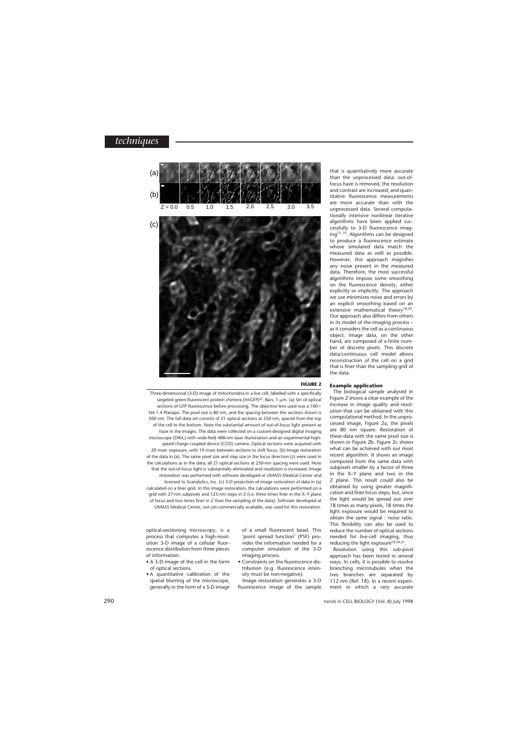**FIGURE 2**

Three-dimensional (3-D) image of mitochondria in a live cell, labelled with a specifically targeted green-fluorescent protein chimera (mtGFP)[22]. Bars, 1 μm. (a) Set of optical sections of GFP fluorescence before processing. The objective lens used was a 100× NA 1.4 Planapo. The pixel size is 80 nm, and the spacing between the sections shown is 500 nm. The full data set consists of 21 optical sections at 250 nm, spaced from the top of the cell to the bottom. Note the substantial amount of out-of-focus light present as haze in the images. The data were collected on a custom-designed digital imaging microscope (DIM,) with wide-field 488-nm laser illumination and an experimental high-speed charge coupled device (CCD) camera. Optical sections were acquired with 20 msec exposure, with 10 msec between sections to shift focus. (b) Image restoration of the data in (a). The same pixel size and step size in the focus direction (z) were used in the calculations as in the data; all 21 optical sections at 250-nm spacing were used. Note that the out-of-focus light is substantially eliminated and resolution is increased. Image restoration was performed with software developed at UMASS Medical Center and licensed to Scanalytics, Inc. (c) 3-D projection of image restoration of data in (a) calculated on a finer grid. In this image restoration, the calculations were performed on a grid with 27-nm subpixels and 125-nm steps in Z (i.e. three times finer in the X–Y plane of focus and two times finer in Z than the sampling of the data). Software developed at UMASS Medical Center, not yet commercially available, was used for this restoration.

optical-sectioning microscopy, is a process that computes a high-resolution 3-D image of a cellular fluorescence distribution from three pieces of information:

- A 3-D image of the cell in the form of optical sections.
- A quantitative calibration of the spatial blurring of the microscope, generally in the form of a 3-D image of a small fluorescent bead. This 'point spread function' (PSF) provides the information needed for a computer simulation of the 3-D imaging process.
- Constraints on the fluorescence distribution (e.g. fluorescence intensity must be non-negative).

Image restoration generates a 3-D fluorescence image of the sample that is quantitatively more accurate than the unprocessed data: out-of-focus haze is removed, the resolution and contrast are increased, and quantitative fluorescence measurements are more accurate than with the unprocessed data. Several computationally intensive nonlinear iterative algorithms have been applied successfully to 3-D fluorescence imaging[15–19]. Algorithms can be designed to produce a fluorescence estimate whose simulated data match the measured data as well as possible. However, this approach magnifies any noise present in the measured data. Therefore, the most successful algorithms impose some smoothing on the fluorescence density, either explicitly or implicitly. The approach we use minimizes noise and errors by an explicit smoothing based on an extensive mathematical theory[18,20]. Our approach also differs from others in its model of the imaging process – as it considers the cell as a continuous object. Image data, on the other hand, are composed of a finite number of discrete pixels. This discrete data/continuous cell model allows reconstruction of the cell on a grid that is finer than the sampling grid of the data.

### Example application

The biological sample analysed in Figure 2 shows a clear example of the increase in image quality and resolution that can be obtained with this computational method. In the unprocessed image, Figure 2a, the pixels are 80 nm square. Restoration of these data with the same pixel size is shown in Figure 2b. Figure 2c shows what can be achieved with our most recent algorithm. It shows an image computed from the same data with subpixels smaller by a factor of three in the X–Y plane and two in the Z plane. This result could also be obtained by using greater magnification and finer focus steps, but, since the light would be spread out over 18 times as many pixels, 18 times the light exposure would be required to obtain the same signal : noise ratio. This flexibility can also be used to reduce the number of optical sections needed for live-cell imaging, thus reducing the light exposure[18,20,21].

Resolution using this sub-pixel approach has been tested in several ways. In cells, it is possible to resolve branching microtubules when the two branches are separated by 112 nm (Ref. 18). In a recent experiment in which a very accurate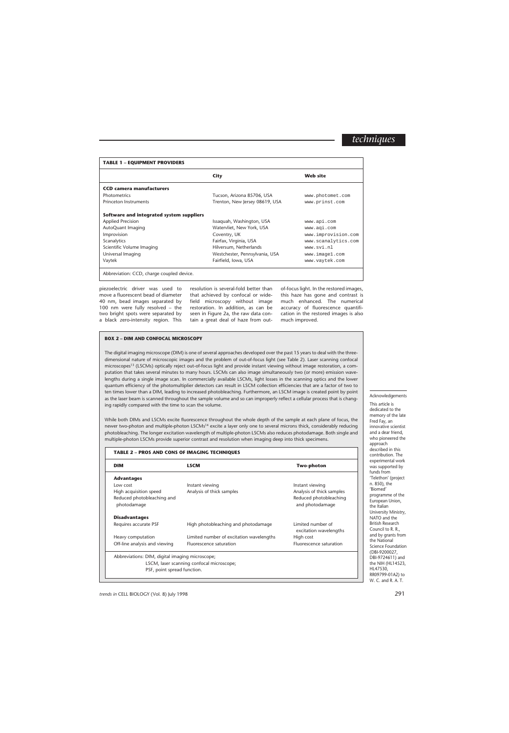**TABLE 1 – EQUIPMENT PROVIDERS**

| | City | Web site |
|---|---|---|
| **CCD camera manufacturers** | | |
| Photometrics | Tucson, Arizona 85706, USA | www.photomet.com |
| Princeton Instruments | Trenton, New Jersey 08619, USA | www.prinst.com |
| **Software and integrated system suppliers** | | |
| Applied Precision | Issaquah, Washington, USA | www.api.com |
| AutoQuant Imaging | Watervliet, New York, USA | www.aqi.com |
| Improvision | Coventry, UK | www.improvision.com |
| Scanalytics | Fairfax, Virginia, USA | www.scanalytics.com |
| Scientific Volume Imaging | Hilversum, Netherlands | www.svi.nl |
| Universal Imaging | Westchester, Pennsylvania, USA | www.image1.com |
| Vaytek | Fairfield, Iowa, USA | www.vaytek.com |

Abbreviation: CCD, charge coupled device.

piezoelectric driver was used to move a fluorescent bead of diameter 40 nm, bead images separated by 100 nm were fully resolved – the two bright spots were separated by a black zero-intensity region. This resolution is several-fold better than that achieved by confocal or wide-field microscopy without image restoration. In addition, as can be seen in Figure 2a, the raw data contain a great deal of haze from out-of-focus light. In the restored images, this haze has gone and contrast is much enhanced. The numerical accuracy of fluorescence quantification in the restored images is also much improved.

**BOX 2 – DIM AND CONFOCAL MICROSCOPY**

The digital imaging microscope (DIM) is one of several approaches developed over the past 15 years to deal with the three-dimensional nature of microscopic images and the problem of out-of-focus light (see Table 2). Laser scanning confocal microscopes[13] (LSCMs) optically reject out-of-focus light and provide instant viewing without image restoration, a computation that takes several minutes to many hours. LSCMs can also image simultaneously two (or more) emission wavelengths during a single image scan. In commercially available LSCMs, light losses in the scanning optics and the lower quantum efficiency of the photomultiplier detectors can result in LSCM collection efficiencies that are a factor of two to ten times lower than a DIM, leading to increased photobleaching. Furthermore, an LSCM image is created point by point as the laser beam is scanned throughout the sample volume and so can improperly reflect a cellular process that is changing rapidly compared with the time to scan the volume.

While both DIMs and LSCMs excite fluorescence throughout the whole depth of the sample at each plane of focus, the newer two-photon and multiple-photon LSCMs[14] excite a layer only one to several microns thick, considerably reducing photobleaching. The longer excitation wavelength of multiple-photon LSCMs also reduces photodamage. Both single and multiple-photon LSCMs provide superior contrast and resolution when imaging deep into thick specimens.

**TABLE 2 – PROS AND CONS OF IMAGING TECHNIQUES**

| DIM | LSCM | Two-photon |
|---|---|---|
| **Advantages** | | |
| Low cost | Instant viewing | Instant viewing |
| High acquisition speed | Analysis of thick samples | Analysis of thick samples |
| Reduced photobleaching and photodamage | | Reduced photobleaching and photodamage |
| **Disadvantages** | | |
| Requires accurate PSF | High photobleaching and photodamage | Limited number of excitation wavelengths |
| Heavy computation | Limited number of excitation wavelengths | High cost |
| Off-line analysis and viewing | Fluorescence saturation | Fluorescence saturation |

Abbreviations: DIM, digital imaging microscope; LSCM, laser scanning confocal microscope; PSF, point spread function.

**Acknowledgements**

This article is dedicated to the memory of the late Fred Fay, an innovative scientist and a dear friend, who pioneered the approach described in this contribution. The experimental work was supported by funds from 'Telethon' (project n. 850), the 'Biomed' programme of the European Union, the Italian University Ministry, NATO and the British Research Council to R. R., and by grants from the National Science Foundation (DBI-9200027, DBI-9724611) and the NIH (HL14523, HL47530, RR09799-01A2) to W. C. and R. A. T.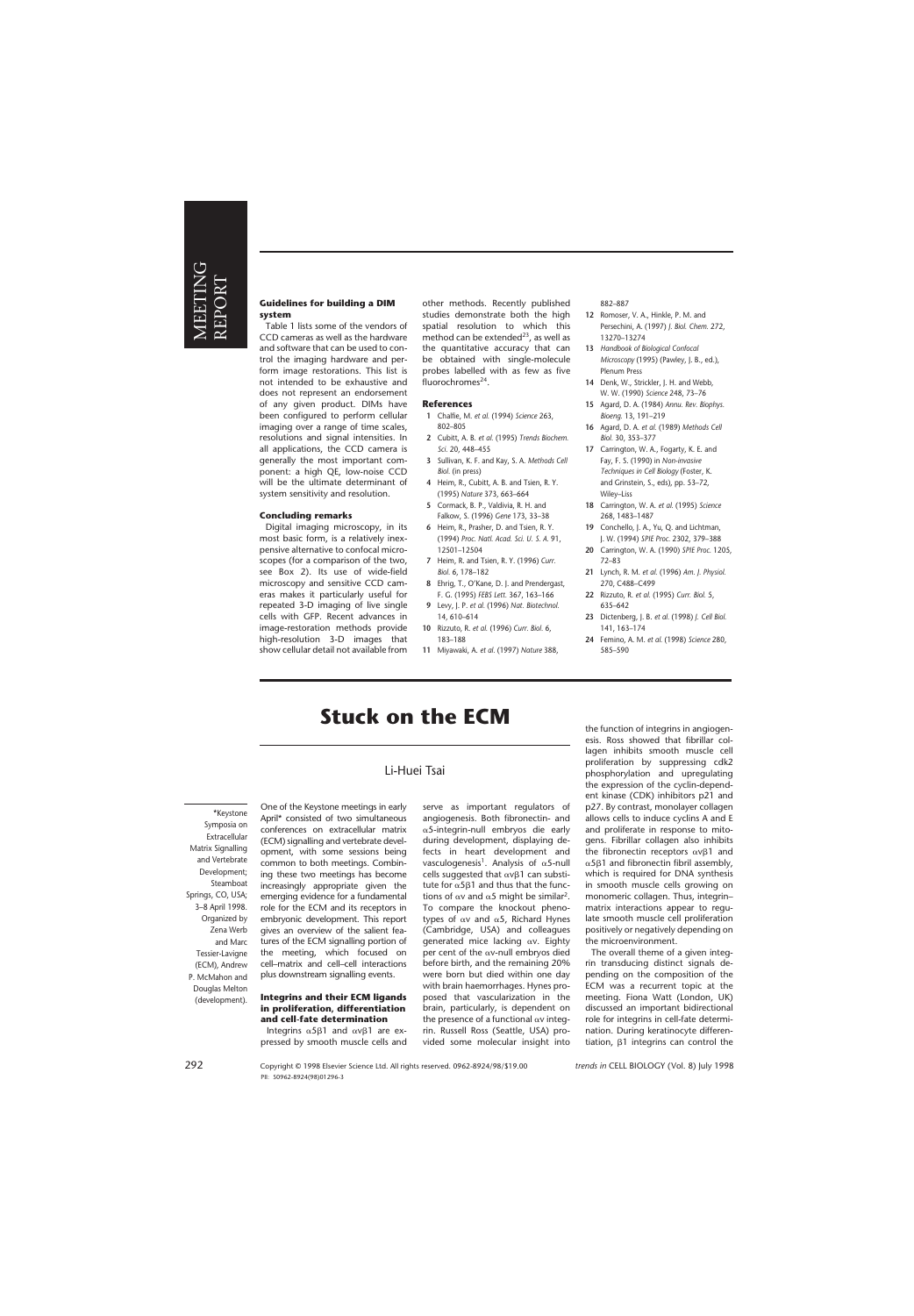### Guidelines for building a DIM system

Table 1 lists some of the vendors of CCD cameras as well as the hardware and software that can be used to control the imaging hardware and perform image restorations. This list is not intended to be exhaustive and does not represent an endorsement of any given product. DIMs have been configured to perform cellular imaging over a range of time scales, resolutions and signal intensities. In all applications, the CCD camera is generally the most important component: a high QE, low-noise CCD will be the ultimate determinant of system sensitivity and resolution.

### Concluding remarks

Digital imaging microscopy, in its most basic form, is a relatively inexpensive alternative to confocal microscopes (for a comparison of the two, see Box 2). Its use of wide-field microscopy and sensitive CCD cameras makes it particularly useful for repeated 3-D imaging of live single cells with GFP. Recent advances in image-restoration methods provide high-resolution 3-D images that show cellular detail not available from other methods. Recently published studies demonstrate both the high spatial resolution to which this method can be extended[23], as well as the quantitative accuracy that can be obtained with single-molecule probes labelled with as few as five fluorochromes[24].

### References

1 Chalfie, M. *et al.* (1994) *Science* 263, 802–805
2 Cubitt, A. B. *et al.* (1995) *Trends Biochem. Sci.* 20, 448–455
3 Sullivan, K. F. and Kay, S. A. *Methods Cell Biol.* (in press)
4 Heim, R., Cubitt, A. B. and Tsien, R. Y. (1995) *Nature* 373, 663–664
5 Cormack, B. P., Valdivia, R. H. and Falkow, S. (1996) *Gene* 173, 33–38
6 Heim, R., Prasher, D. and Tsien, R. Y. (1994) *Proc. Natl. Acad. Sci. U. S. A.* 91, 12501–12504
7 Heim, R. and Tsien, R. Y. (1996) *Curr. Biol.* 6, 178–182
8 Ehrig, T., O'Kane, D. J. and Prendergast, F. G. (1995) *FEBS Lett.* 367, 163–166
9 Levy, J. P. *et al.* (1996) *Nat. Biotechnol.* 14, 610–614
10 Rizzuto, R. *et al.* (1996) *Curr. Biol.* 6, 183–188
11 Miyawaki, A. *et al.* (1997) *Nature* 388, 882–887
12 Romoser, V. A., Hinkle, P. M. and Persechini, A. (1997) *J. Biol. Chem.* 272, 13270–13274
13 *Handbook of Biological Confocal Microscopy* (1995) (Pawley, J. B., ed.), Plenum Press
14 Denk, W., Strickler, J. H. and Webb, W. W. (1990) *Science* 248, 73–76
15 Agard, D. A. (1984) *Annu. Rev. Biophys. Bioeng.* 13, 191–219
16 Agard, D. A. *et al.* (1989) *Methods Cell Biol.* 30, 353–377
17 Carrington, W. A., Fogarty, K. E. and Fay, F. S. (1990) in *Non-invasive Techniques in Cell Biology* (Foster, K. and Grinstein, S., eds), pp. 53–72, Wiley–Liss
18 Carrington, W. A. *et al.* (1995) *Science* 268, 1483–1487
19 Conchello, J. A., Yu, Q. and Lichtman, J. W. (1994) *SPIE Proc.* 2302, 379–388
20 Carrington, W. A. (1990) *SPIE Proc.* 1205, 72–83
21 Lynch, R. M. *et al.* (1996) *Am. J. Physiol.* 270, C488–C499
22 Rizzuto, R. *et al.* (1995) *Curr. Biol.* 5, 635–642
23 Dictenberg, J. B. *et al.* (1998) *J. Cell Biol.* 141, 163–174
24 Femino, A. M. *et al.* (1998) *Science* 280, 585–590

# Stuck on the ECM

Li-Huei Tsai

*Keystone Symposia on Extracellular Matrix Signalling and Vertebrate Development; Steamboat Springs, CO, USA; 3–8 April 1998. Organized by Zena Werb and Marc Tessier-Lavigne (ECM), Andrew P. McMahon and Douglas Melton (development).

One of the Keystone meetings in early April* consisted of two simultaneous conferences on extracellular matrix (ECM) signalling and vertebrate development, with some sessions being common to both meetings. Combining these two meetings has become increasingly appropriate given the emerging evidence for a fundamental role for the ECM and its receptors in embryonic development. This report gives an overview of the salient features of the ECM signalling portion of the meeting, which focused on cell–matrix and cell–cell interactions plus downstream signalling events.

### Integrins and their ECM ligands in proliferation, differentiation and cell-fate determination

Integrins α5β1 and αvβ1 are expressed by smooth muscle cells and serve as important regulators of angiogenesis. Both fibronectin- and α5-integrin-null embryos die early during development, displaying defects in heart development and vasculogenesis[1]. Analysis of α5-null cells suggested that αvβ1 can substitute for α5β1 and thus that the functions of αv and α5 might be similar[2]. To compare the knockout phenotypes of αv and α5, Richard Hynes (Cambridge, USA) and colleagues generated mice lacking αv. Eighty per cent of the αv-null embryos died before birth, and the remaining 20% were born but died within one day with brain haemorrhages. Hynes proposed that vascularization in the brain, particularly, is dependent on the presence of a functional αv integrin. Russell Ross (Seattle, USA) provided some molecular insight into the function of integrins in angiogenesis. Ross showed that fibrillar collagen inhibits smooth muscle cell proliferation by suppressing cdk2 phosphorylation and upregulating the expression of the cyclin-dependent kinase (CDK) inhibitors p21 and p27. By contrast, monolayer collagen allows cells to induce cyclins A and E and proliferate in response to mitogens. Fibrillar collagen also inhibits the fibronectin receptors αvβ1 and α5β1 and fibronectin fibril assembly, which is required for DNA synthesis in smooth muscle cells growing on monomeric collagen. Thus, integrin–matrix interactions appear to regulate smooth muscle cell proliferation positively or negatively depending on the microenvironment.

The overall theme of a given integrin transducing distinct signals depending on the composition of the ECM was a recurrent topic at the meeting. Fiona Watt (London, UK) discussed an important bidirectional role for integrins in cell-fate determination. During keratinocyte differentiation, β1 integrins can control the